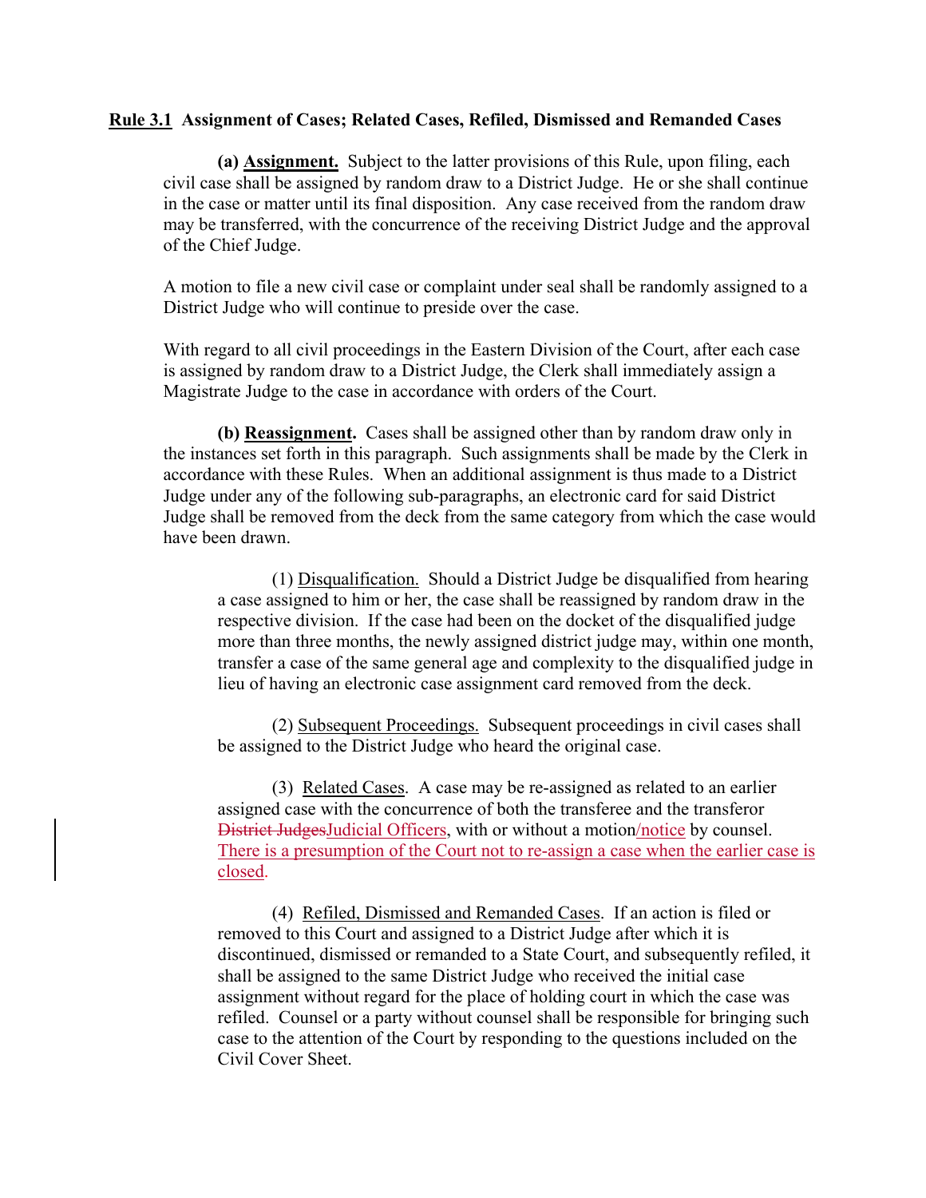**Rule 3.1 Assignment of Cases; Related Cases, Refiled, Dismissed and Remanded Cases**

**(a) Assignment.** Subject to the latter provisions of this Rule, upon filing, each civil case shall be assigned by random draw to a District Judge. He or she shall continue in the case or matter until its final disposition. Any case received from the random draw may be transferred, with the concurrence of the receiving District Judge and the approval of the Chief Judge.

A motion to file a new civil case or complaint under seal shall be randomly assigned to a District Judge who will continue to preside over the case.

With regard to all civil proceedings in the Eastern Division of the Court, after each case is assigned by random draw to a District Judge, the Clerk shall immediately assign a Magistrate Judge to the case in accordance with orders of the Court.

**(b) Reassignment.** Cases shall be assigned other than by random draw only in the instances set forth in this paragraph. Such assignments shall be made by the Clerk in accordance with these Rules. When an additional assignment is thus made to a District Judge under any of the following sub-paragraphs, an electronic card for said District Judge shall be removed from the deck from the same category from which the case would have been drawn.

(1) Disqualification. Should a District Judge be disqualified from hearing a case assigned to him or her, the case shall be reassigned by random draw in the respective division. If the case had been on the docket of the disqualified judge more than three months, the newly assigned district judge may, within one month, transfer a case of the same general age and complexity to the disqualified judge in lieu of having an electronic case assignment card removed from the deck.

(2) Subsequent Proceedings. Subsequent proceedings in civil cases shall be assigned to the District Judge who heard the original case.

(3) Related Cases. A case may be re-assigned as related to an earlier assigned case with the concurrence of both the transferee and the transferor ~~District Judges~~Judicial Officers, with or without a motion/notice by counsel. There is a presumption of the Court not to re-assign a case when the earlier case is closed.

(4) Refiled, Dismissed and Remanded Cases. If an action is filed or removed to this Court and assigned to a District Judge after which it is discontinued, dismissed or remanded to a State Court, and subsequently refiled, it shall be assigned to the same District Judge who received the initial case assignment without regard for the place of holding court in which the case was refiled. Counsel or a party without counsel shall be responsible for bringing such case to the attention of the Court by responding to the questions included on the Civil Cover Sheet.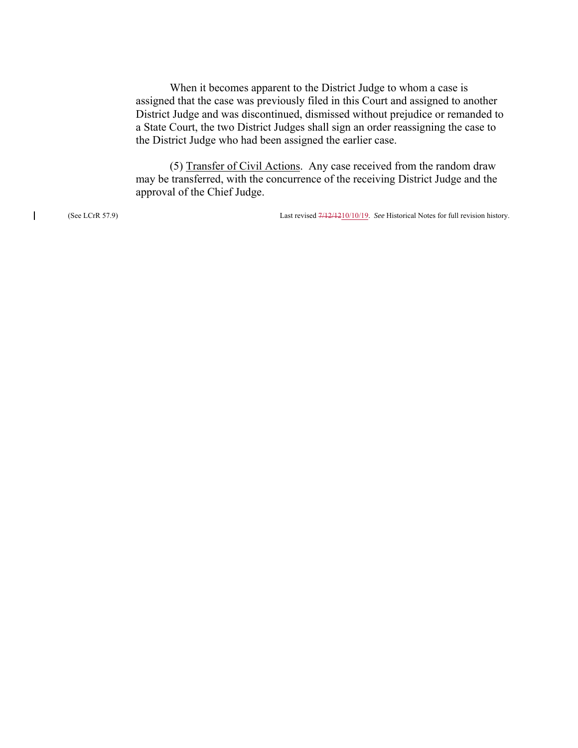When it becomes apparent to the District Judge to whom a case is assigned that the case was previously filed in this Court and assigned to another District Judge and was discontinued, dismissed without prejudice or remanded to a State Court, the two District Judges shall sign an order reassigning the case to the District Judge who had been assigned the earlier case.

(5) Transfer of Civil Actions. Any case received from the random draw may be transferred, with the concurrence of the receiving District Judge and the approval of the Chief Judge.

(See LCrR 57.9)

Last revised ~~7/12/12~~10/10/19. *See* Historical Notes for full revision history.